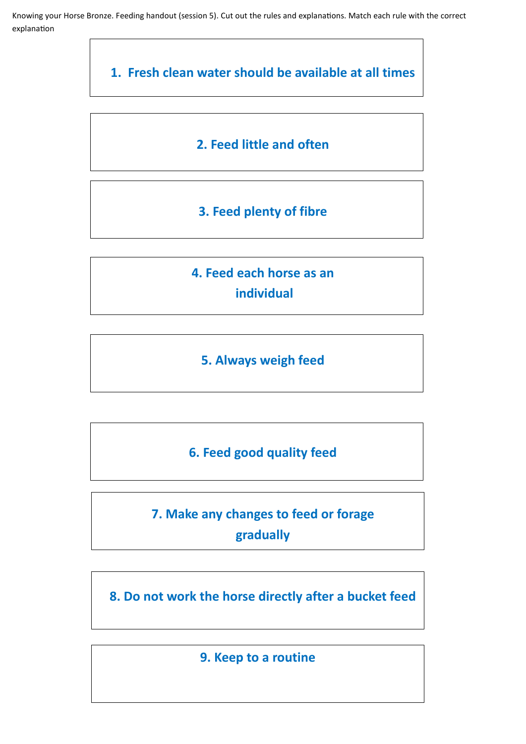Knowing your Horse Bronze. Feeding handout (session 5). Cut out the rules and explanations. Match each rule with the correct explanation

**1. Fresh clean water should be available at all times**

**2. Feed little and often**

**3. Feed plenty of fibre**

**4. Feed each horse as an individual**

**5. Always weigh feed**

**6. Feed good quality feed**

**7. Make any changes to feed or forage gradually**

**8. Do not work the horse directly after a bucket feed**

**9. Keep to a routine**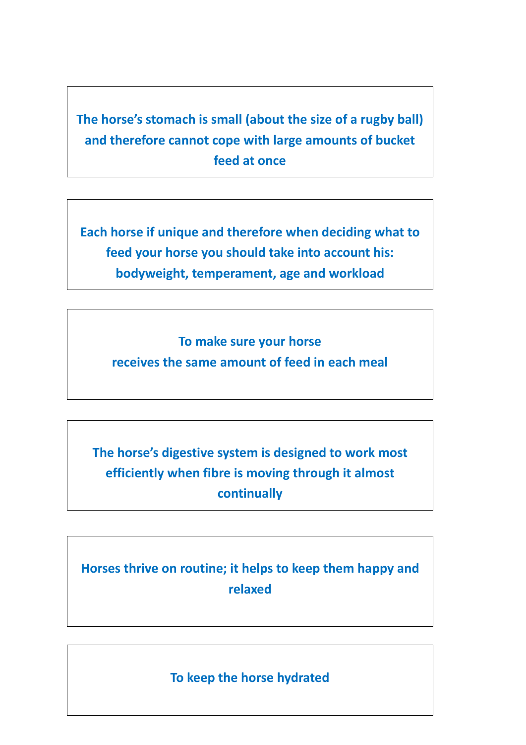**The horse's stomach is small (about the size of a rugby ball) and therefore cannot cope with large amounts of bucket feed at once**

**Each horse if unique and therefore when deciding what to feed your horse you should take into account his: bodyweight, temperament, age and workload**

**To make sure your horse receives the same amount of feed in each meal**

**The horse's digestive system is designed to work most efficiently when fibre is moving through it almost continually**

**Horses thrive on routine; it helps to keep them happy and relaxed**

**To keep the horse hydrated**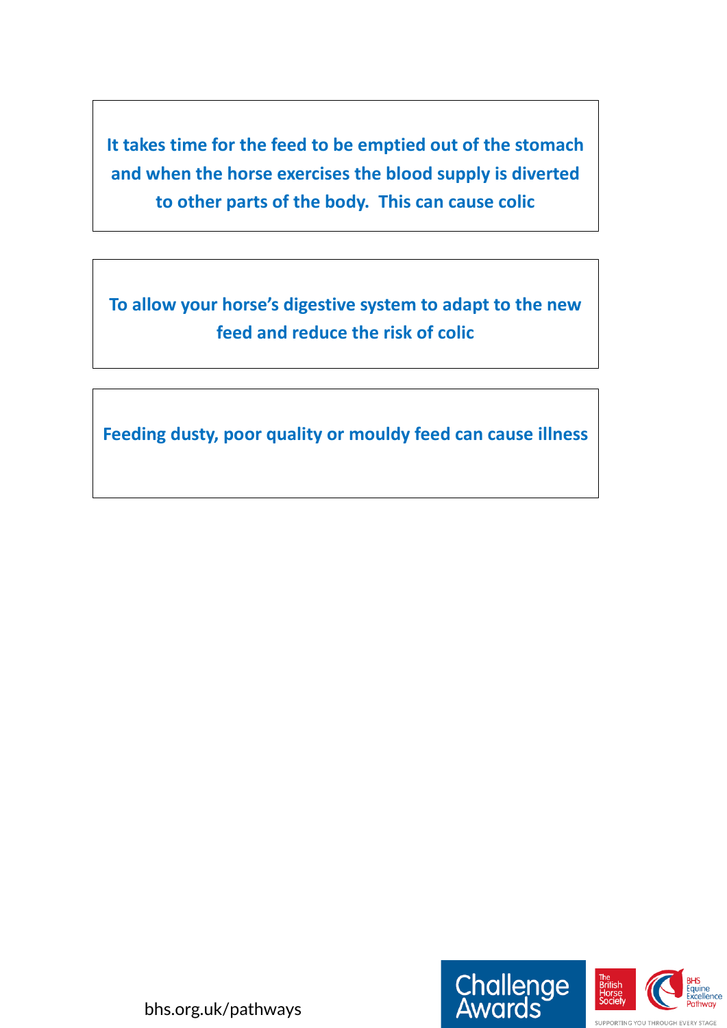It takes time for the feed to be emptied out of the stomach and when the horse exercises the blood supply is diverted to other parts of the body. This can cause colic

To allow your horse's digestive system to adapt to the new feed and reduce the risk of colic

Feeding dusty, poor quality or mouldy feed can cause illness

bhs.org.uk/pathways